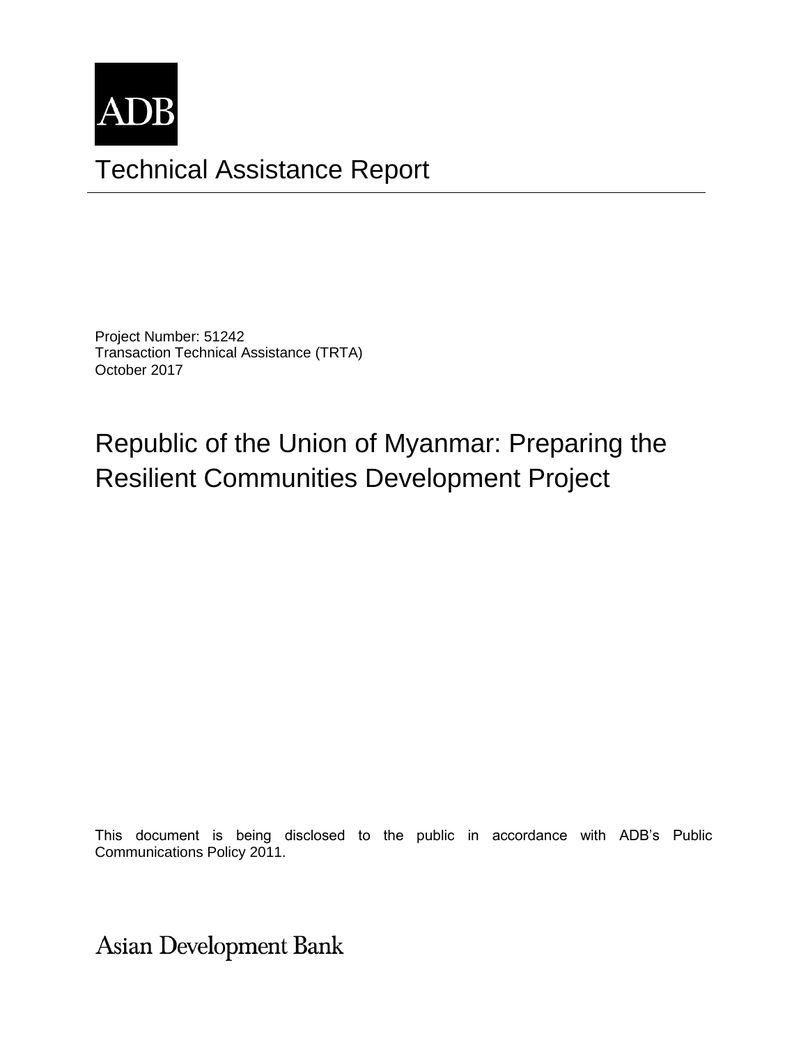ADB

# Technical Assistance Report

Project Number: 51242
Transaction Technical Assistance (TRTA)
October 2017

## Republic of the Union of Myanmar: Preparing the Resilient Communities Development Project

This document is being disclosed to the public in accordance with ADB's Public Communications Policy 2011.

Asian Development Bank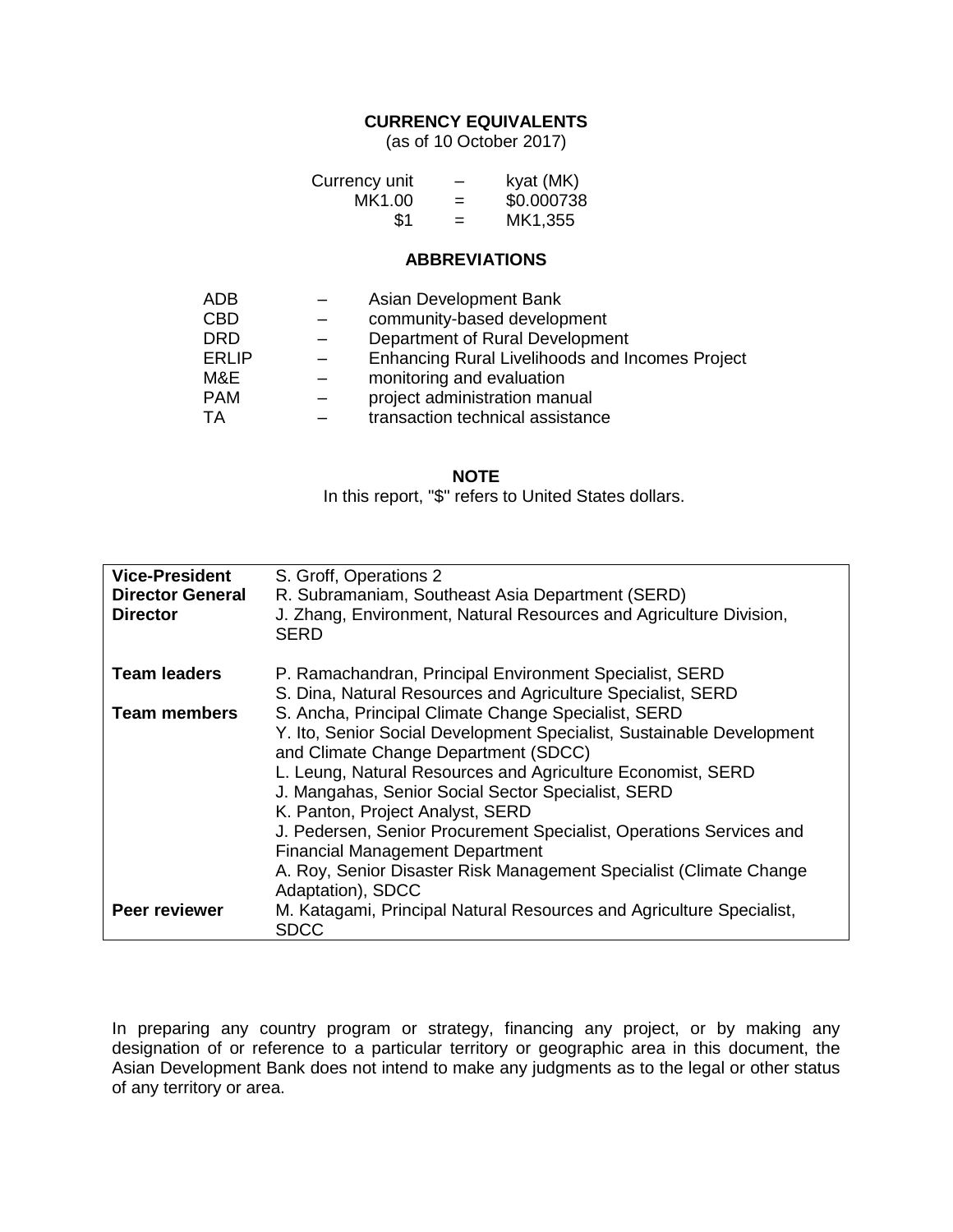## CURRENCY EQUIVALENTS

(as of 10 October 2017)

| | | |
|---|---|---|
| Currency unit | – | kyat (MK) |
| MK1.00 | = | $0.000738 |
| $1 | = | MK1,355 |

## ABBREVIATIONS

| | | |
|---|---|---|
| ADB | – | Asian Development Bank |
| CBD | – | community-based development |
| DRD | – | Department of Rural Development |
| ERLIP | – | Enhancing Rural Livelihoods and Incomes Project |
| M&E | – | monitoring and evaluation |
| PAM | – | project administration manual |
| TA | – | transaction technical assistance |

## NOTE

In this report, "$" refers to United States dollars.

| | |
|---|---|
| **Vice-President** | S. Groff, Operations 2 |
| **Director General** | R. Subramaniam, Southeast Asia Department (SERD) |
| **Director** | J. Zhang, Environment, Natural Resources and Agriculture Division, SERD |
| **Team leaders** | P. Ramachandran, Principal Environment Specialist, SERD<br>S. Dina, Natural Resources and Agriculture Specialist, SERD |
| **Team members** | S. Ancha, Principal Climate Change Specialist, SERD<br>Y. Ito, Senior Social Development Specialist, Sustainable Development and Climate Change Department (SDCC)<br>L. Leung, Natural Resources and Agriculture Economist, SERD<br>J. Mangahas, Senior Social Sector Specialist, SERD<br>K. Panton, Project Analyst, SERD<br>J. Pedersen, Senior Procurement Specialist, Operations Services and Financial Management Department<br>A. Roy, Senior Disaster Risk Management Specialist (Climate Change Adaptation), SDCC |
| **Peer reviewer** | M. Katagami, Principal Natural Resources and Agriculture Specialist, SDCC |

In preparing any country program or strategy, financing any project, or by making any designation of or reference to a particular territory or geographic area in this document, the Asian Development Bank does not intend to make any judgments as to the legal or other status of any territory or area.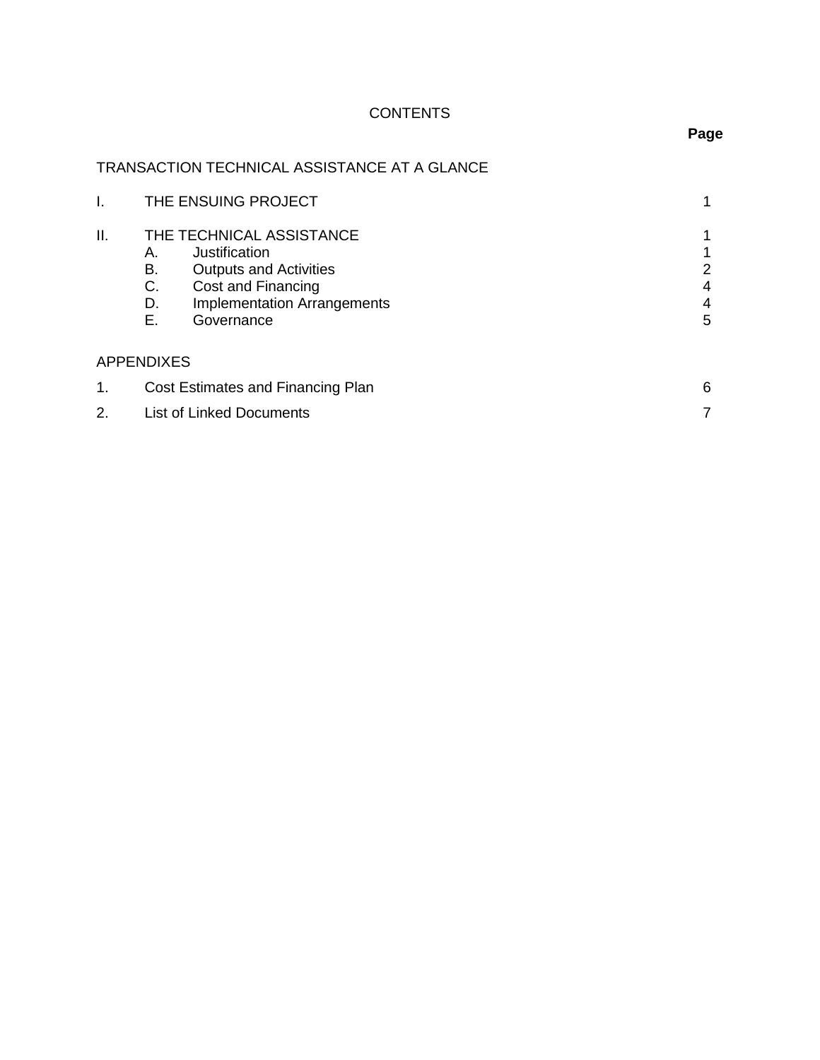# CONTENTS

| | | Page |
|---|---|---|
| TRANSACTION TECHNICAL ASSISTANCE AT A GLANCE | | |
| I. | THE ENSUING PROJECT | 1 |
| II. | THE TECHNICAL ASSISTANCE | 1 |
| | A. Justification | 1 |
| | B. Outputs and Activities | 2 |
| | C. Cost and Financing | 4 |
| | D. Implementation Arrangements | 4 |
| | E. Governance | 5 |
| APPENDIXES | | |
| 1. | Cost Estimates and Financing Plan | 6 |
| 2. | List of Linked Documents | 7 |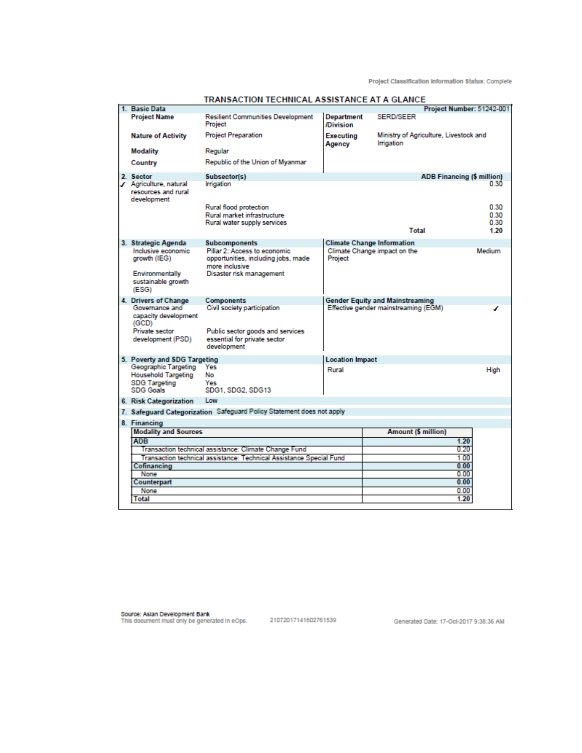Project Classification Information Status: Complete

# TRANSACTION TECHNICAL ASSISTANCE AT A GLANCE

| 1. Basic Data | | | Project Number: 51242-001 |
|---|---|---|---|
| Project Name | Resilient Communities Development Project | Department /Division | SERD/SEER |
| Nature of Activity | Project Preparation | Executing Agency | Ministry of Agriculture, Livestock and Irrigation |
| Modality | Regular | | |
| Country | Republic of the Union of Myanmar | | |

| 2. Sector | Subsector(s) | ADB Financing ($ million) |
|---|---|---|
| ✓ Agriculture, natural resources and rural development | Irrigation | 0.30 |
| | Rural flood protection | 0.30 |
| | Rural market infrastructure | 0.30 |
| | Rural water supply services | 0.30 |
| | Total | 1.20 |

| 3. Strategic Agenda | Subcomponents | Climate Change Information | |
|---|---|---|---|
| Inclusive economic growth (IEG) | Pillar 2: Access to economic opportunities, including jobs, made more inclusive | Climate Change impact on the Project | Medium |
| Environmentally sustainable growth (ESG) | Disaster risk management | | |

| 4. Drivers of Change | Components | Gender Equity and Mainstreaming | |
|---|---|---|---|
| Governance and capacity development (GCD) | Civil society participation | Effective gender mainstreaming (EGM) | ✓ |
| Private sector development (PSD) | Public sector goods and services essential for private sector development | | |

| 5. Poverty and SDG Targeting | | Location Impact | |
|---|---|---|---|
| Geographic Targeting | Yes | Rural | High |
| Household Targeting | No | | |
| SDG Targeting | Yes | | |
| SDG Goals | SDG1, SDG2, SDG13 | | |

**6. Risk Categorization** Low

**7. Safeguard Categorization** Safeguard Policy Statement does not apply

**8. Financing**

| Modality and Sources | Amount ($ million) |
|---|---|
| **ADB** | **1.20** |
| Transaction technical assistance: Climate Change Fund | 0.20 |
| Transaction technical assistance: Technical Assistance Special Fund | 1.00 |
| **Cofinancing** | **0.00** |
| None | 0.00 |
| **Counterpart** | **0.00** |
| None | 0.00 |
| **Total** | **1.20** |

Source: Asian Development Bank
This document must only be generated in eOps. 21072017141602761539 Generated Date: 17-Oct-2017 9:38:36 AM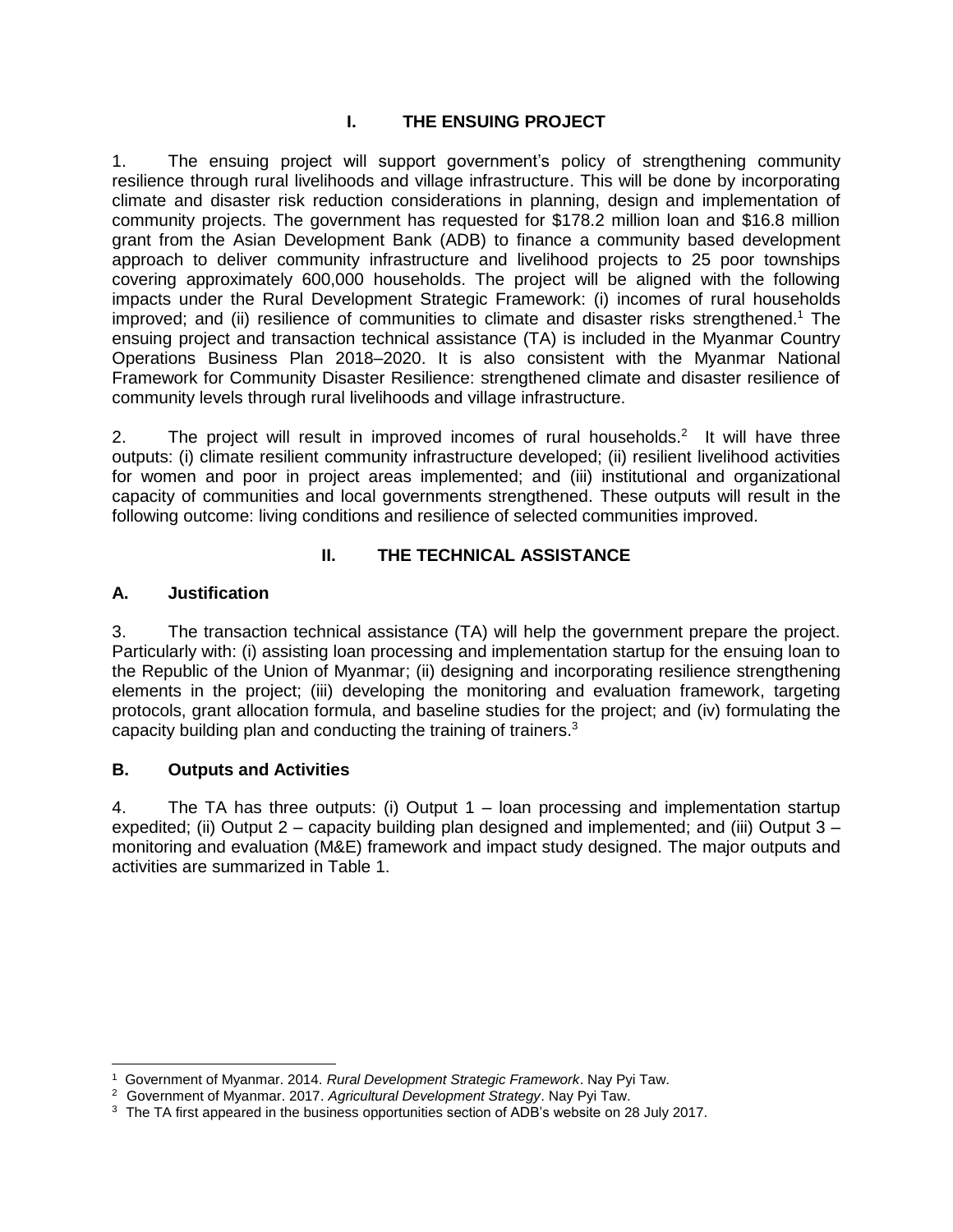# I. THE ENSUING PROJECT

1. The ensuing project will support government's policy of strengthening community resilience through rural livelihoods and village infrastructure. This will be done by incorporating climate and disaster risk reduction considerations in planning, design and implementation of community projects. The government has requested for $178.2 million loan and $16.8 million grant from the Asian Development Bank (ADB) to finance a community based development approach to deliver community infrastructure and livelihood projects to 25 poor townships covering approximately 600,000 households. The project will be aligned with the following impacts under the Rural Development Strategic Framework: (i) incomes of rural households improved; and (ii) resilience of communities to climate and disaster risks strengthened.[1] The ensuing project and transaction technical assistance (TA) is included in the Myanmar Country Operations Business Plan 2018–2020. It is also consistent with the Myanmar National Framework for Community Disaster Resilience: strengthened climate and disaster resilience of community levels through rural livelihoods and village infrastructure.

2. The project will result in improved incomes of rural households.[2] It will have three outputs: (i) climate resilient community infrastructure developed; (ii) resilient livelihood activities for women and poor in project areas implemented; and (iii) institutional and organizational capacity of communities and local governments strengthened. These outputs will result in the following outcome: living conditions and resilience of selected communities improved.

# II. THE TECHNICAL ASSISTANCE

## A. Justification

3. The transaction technical assistance (TA) will help the government prepare the project. Particularly with: (i) assisting loan processing and implementation startup for the ensuing loan to the Republic of the Union of Myanmar; (ii) designing and incorporating resilience strengthening elements in the project; (iii) developing the monitoring and evaluation framework, targeting protocols, grant allocation formula, and baseline studies for the project; and (iv) formulating the capacity building plan and conducting the training of trainers.[3]

## B. Outputs and Activities

4. The TA has three outputs: (i) Output 1 – loan processing and implementation startup expedited; (ii) Output 2 – capacity building plan designed and implemented; and (iii) Output 3 – monitoring and evaluation (M&E) framework and impact study designed. The major outputs and activities are summarized in Table 1.

---

[1] Government of Myanmar. 2014. *Rural Development Strategic Framework*. Nay Pyi Taw.

[2] Government of Myanmar. 2017. *Agricultural Development Strategy*. Nay Pyi Taw.

[3] The TA first appeared in the business opportunities section of ADB's website on 28 July 2017.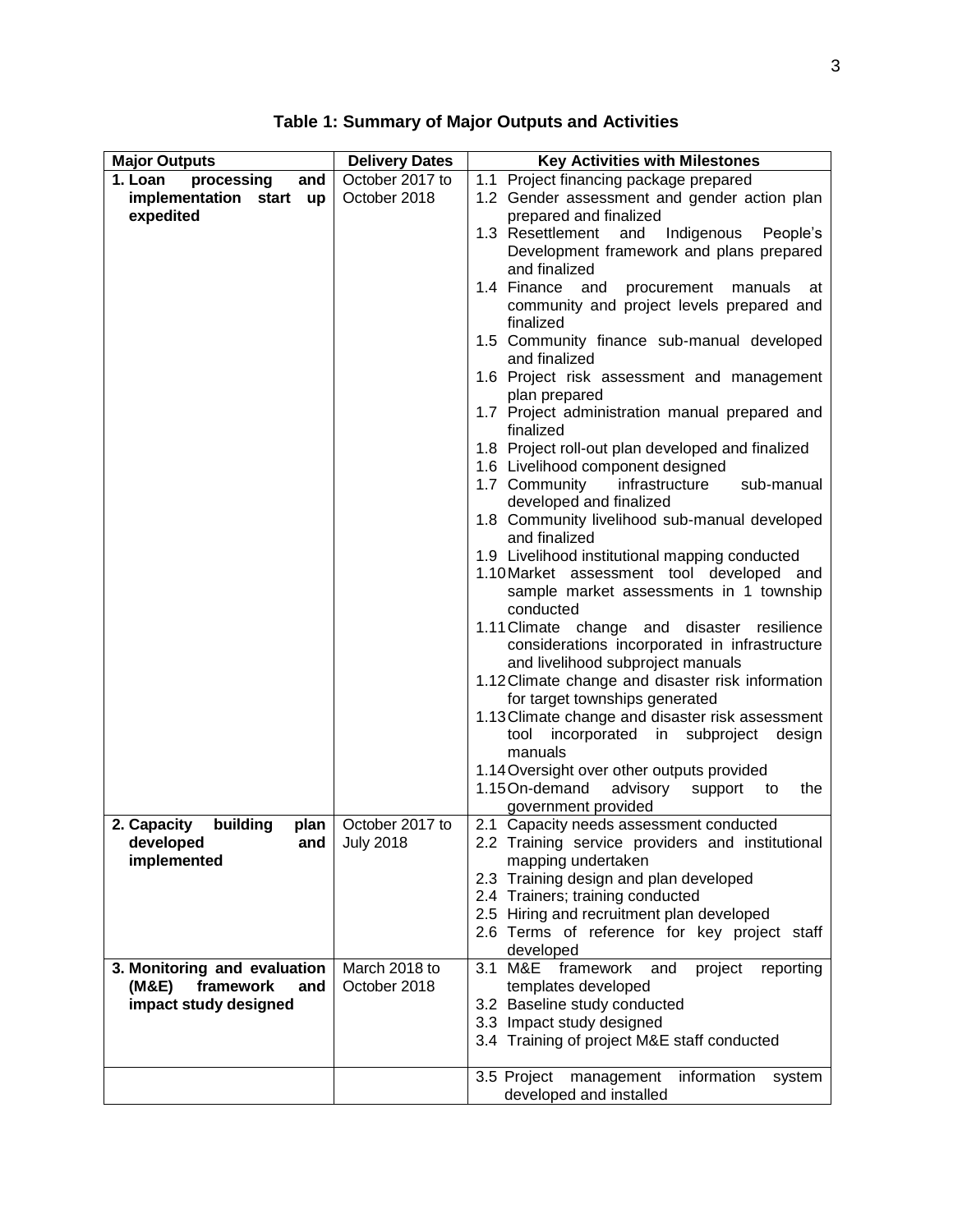**Table 1: Summary of Major Outputs and Activities**

| Major Outputs | Delivery Dates | Key Activities with Milestones |
|---|---|---|
| **1. Loan processing and implementation start up expedited** | October 2017 to October 2018 | 1.1 Project financing package prepared<br>1.2 Gender assessment and gender action plan prepared and finalized<br>1.3 Resettlement and Indigenous People's Development framework and plans prepared and finalized<br>1.4 Finance and procurement manuals at community and project levels prepared and finalized<br>1.5 Community finance sub-manual developed and finalized<br>1.6 Project risk assessment and management plan prepared<br>1.7 Project administration manual prepared and finalized<br>1.8 Project roll-out plan developed and finalized<br>1.6 Livelihood component designed<br>1.7 Community infrastructure sub-manual developed and finalized<br>1.8 Community livelihood sub-manual developed and finalized<br>1.9 Livelihood institutional mapping conducted<br>1.10 Market assessment tool developed and sample market assessments in 1 township conducted<br>1.11 Climate change and disaster resilience considerations incorporated in infrastructure and livelihood subproject manuals<br>1.12 Climate change and disaster risk information for target townships generated<br>1.13 Climate change and disaster risk assessment tool incorporated in subproject design manuals<br>1.14 Oversight over other outputs provided<br>1.15 On-demand advisory support to the government provided |
| **2. Capacity building plan developed and implemented** | October 2017 to July 2018 | 2.1 Capacity needs assessment conducted<br>2.2 Training service providers and institutional mapping undertaken<br>2.3 Training design and plan developed<br>2.4 Trainers; training conducted<br>2.5 Hiring and recruitment plan developed<br>2.6 Terms of reference for key project staff developed |
| **3. Monitoring and evaluation (M&E) framework and impact study designed** | March 2018 to October 2018 | 3.1 M&E framework and project reporting templates developed<br>3.2 Baseline study conducted<br>3.3 Impact study designed<br>3.4 Training of project M&E staff conducted |
| | | 3.5 Project management information system developed and installed |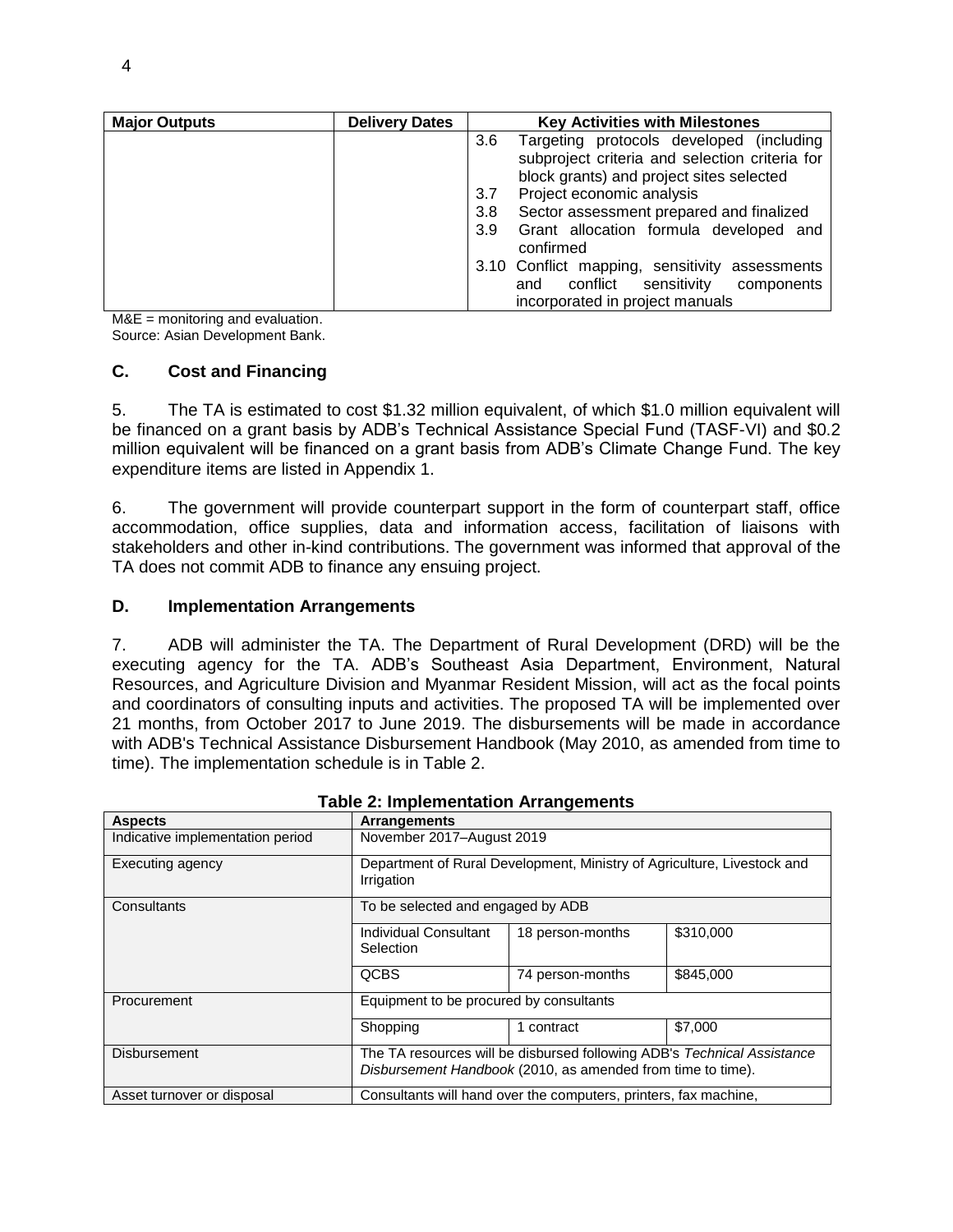| Major Outputs | Delivery Dates | Key Activities with Milestones |
| --- | --- | --- |
| | | 3.6 Targeting protocols developed (including subproject criteria and selection criteria for block grants) and project sites selected<br>3.7 Project economic analysis<br>3.8 Sector assessment prepared and finalized<br>3.9 Grant allocation formula developed and confirmed<br>3.10 Conflict mapping, sensitivity assessments and conflict sensitivity components incorporated in project manuals |

M&E = monitoring and evaluation.
Source: Asian Development Bank.

### C. Cost and Financing

5. The TA is estimated to cost $1.32 million equivalent, of which $1.0 million equivalent will be financed on a grant basis by ADB's Technical Assistance Special Fund (TASF-VI) and $0.2 million equivalent will be financed on a grant basis from ADB's Climate Change Fund. The key expenditure items are listed in Appendix 1.

6. The government will provide counterpart support in the form of counterpart staff, office accommodation, office supplies, data and information access, facilitation of liaisons with stakeholders and other in-kind contributions. The government was informed that approval of the TA does not commit ADB to finance any ensuing project.

### D. Implementation Arrangements

7. ADB will administer the TA. The Department of Rural Development (DRD) will be the executing agency for the TA. ADB's Southeast Asia Department, Environment, Natural Resources, and Agriculture Division and Myanmar Resident Mission, will act as the focal points and coordinators of consulting inputs and activities. The proposed TA will be implemented over 21 months, from October 2017 to June 2019. The disbursements will be made in accordance with ADB's Technical Assistance Disbursement Handbook (May 2010, as amended from time to time). The implementation schedule is in Table 2.

**Table 2: Implementation Arrangements**

| Aspects | Arrangements | | |
| --- | --- | --- | --- |
| Indicative implementation period | November 2017–August 2019 | | |
| Executing agency | Department of Rural Development, Ministry of Agriculture, Livestock and Irrigation | | |
| Consultants | To be selected and engaged by ADB | | |
| | Individual Consultant Selection | 18 person-months | $310,000 |
| | QCBS | 74 person-months | $845,000 |
| Procurement | Equipment to be procured by consultants | | |
| | Shopping | 1 contract | $7,000 |
| Disbursement | The TA resources will be disbursed following ADB's *Technical Assistance Disbursement Handbook* (2010, as amended from time to time). | | |
| Asset turnover or disposal | Consultants will hand over the computers, printers, fax machine, | | |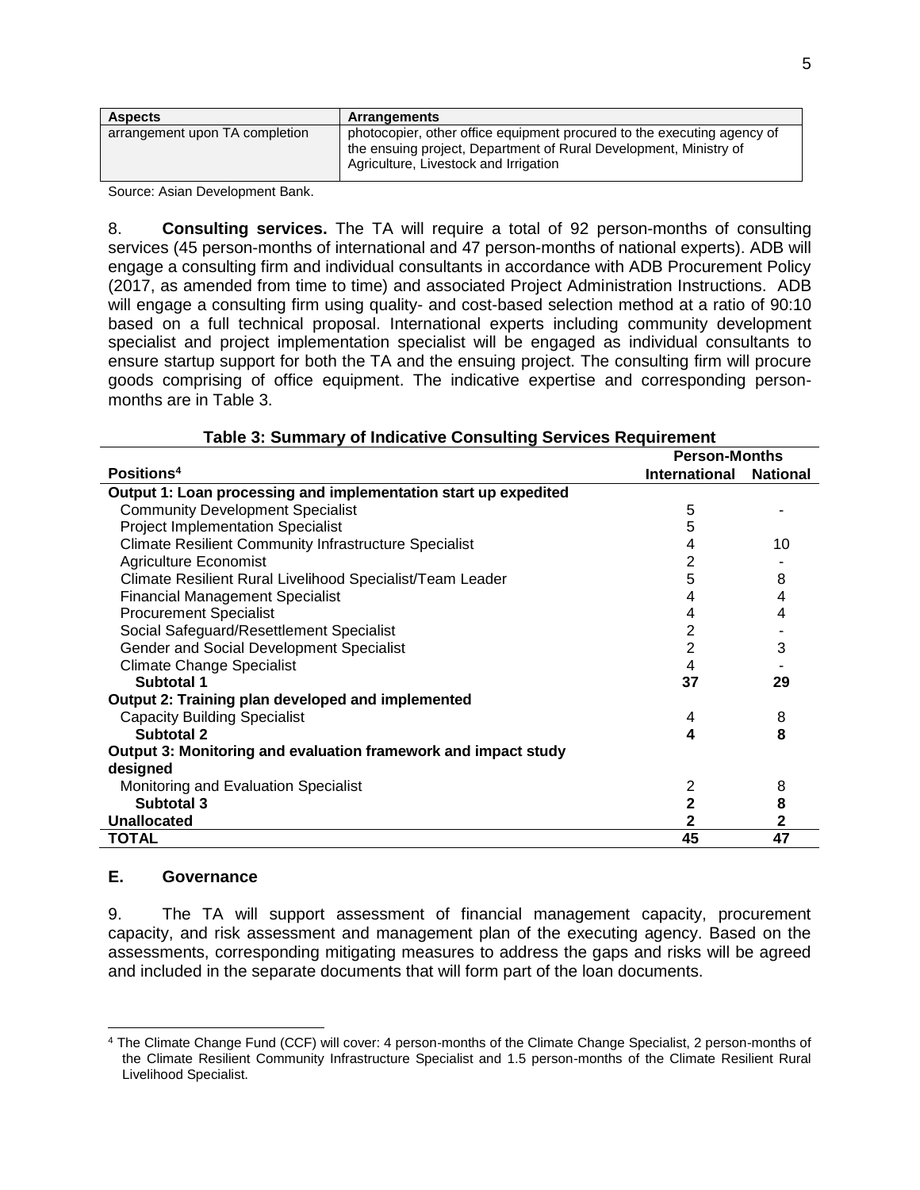| Aspects | Arrangements |
|---|---|
| arrangement upon TA completion | photocopier, other office equipment procured to the executing agency of the ensuing project, Department of Rural Development, Ministry of Agriculture, Livestock and Irrigation |

Source: Asian Development Bank.

8. **Consulting services.** The TA will require a total of 92 person-months of consulting services (45 person-months of international and 47 person-months of national experts). ADB will engage a consulting firm and individual consultants in accordance with ADB Procurement Policy (2017, as amended from time to time) and associated Project Administration Instructions. ADB will engage a consulting firm using quality- and cost-based selection method at a ratio of 90:10 based on a full technical proposal. International experts including community development specialist and project implementation specialist will be engaged as individual consultants to ensure startup support for both the TA and the ensuing project. The consulting firm will procure goods comprising of office equipment. The indicative expertise and corresponding person-months are in Table 3.

**Table 3: Summary of Indicative Consulting Services Requirement**

| Positions[4] | Person-Months International | Person-Months National |
|---|---|---|
| **Output 1: Loan processing and implementation start up expedited** | | |
| Community Development Specialist | 5 | - |
| Project Implementation Specialist | 5 | |
| Climate Resilient Community Infrastructure Specialist | 4 | 10 |
| Agriculture Economist | 2 | - |
| Climate Resilient Rural Livelihood Specialist/Team Leader | 5 | 8 |
| Financial Management Specialist | 4 | 4 |
| Procurement Specialist | 4 | 4 |
| Social Safeguard/Resettlement Specialist | 2 | - |
| Gender and Social Development Specialist | 2 | 3 |
| Climate Change Specialist | 4 | - |
| **Subtotal 1** | **37** | **29** |
| **Output 2: Training plan developed and implemented** | | |
| Capacity Building Specialist | 4 | 8 |
| **Subtotal 2** | **4** | **8** |
| **Output 3: Monitoring and evaluation framework and impact study designed** | | |
| Monitoring and Evaluation Specialist | 2 | 8 |
| **Subtotal 3** | **2** | **8** |
| **Unallocated** | **2** | **2** |
| **TOTAL** | **45** | **47** |

## E. Governance

9. The TA will support assessment of financial management capacity, procurement capacity, and risk assessment and management plan of the executing agency. Based on the assessments, corresponding mitigating measures to address the gaps and risks will be agreed and included in the separate documents that will form part of the loan documents.

---

[4] The Climate Change Fund (CCF) will cover: 4 person-months of the Climate Change Specialist, 2 person-months of the Climate Resilient Community Infrastructure Specialist and 1.5 person-months of the Climate Resilient Rural Livelihood Specialist.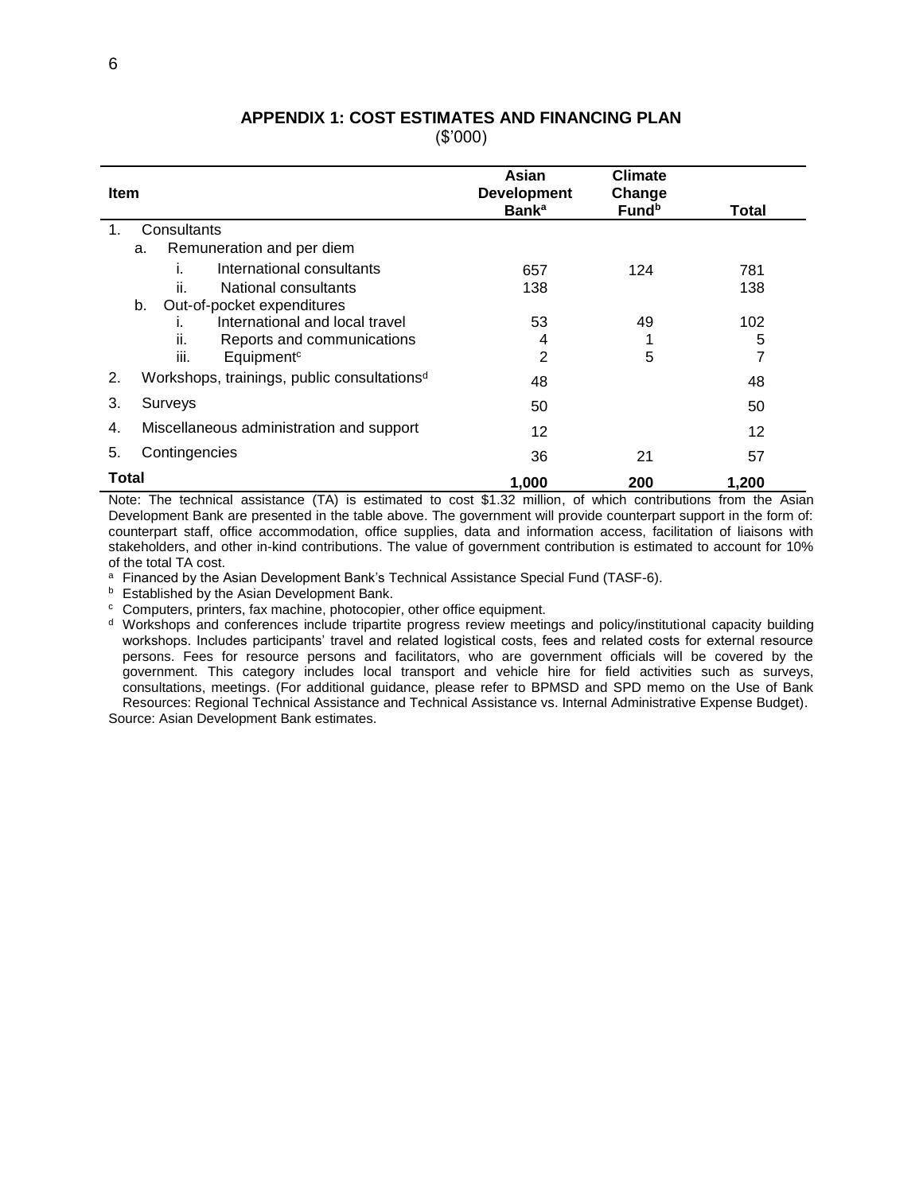## APPENDIX 1: COST ESTIMATES AND FINANCING PLAN

($'000)

| Item | Asian Development Bank[a] | Climate Change Fund[b] | Total |
|---|---|---|---|
| 1. Consultants | | | |
| a. Remuneration and per diem | | | |
| i. International consultants | 657 | 124 | 781 |
| ii. National consultants | 138 | | 138 |
| b. Out-of-pocket expenditures | | | |
| i. International and local travel | 53 | 49 | 102 |
| ii. Reports and communications | 4 | 1 | 5 |
| iii. Equipment[c] | 2 | 5 | 7 |
| 2. Workshops, trainings, public consultations[d] | 48 | | 48 |
| 3. Surveys | 50 | | 50 |
| 4. Miscellaneous administration and support | 12 | | 12 |
| 5. Contingencies | 36 | 21 | 57 |
| **Total** | **1,000** | **200** | **1,200** |

Note: The technical assistance (TA) is estimated to cost $1.32 million, of which contributions from the Asian Development Bank are presented in the table above. The government will provide counterpart support in the form of: counterpart staff, office accommodation, office supplies, data and information access, facilitation of liaisons with stakeholders, and other in-kind contributions. The value of government contribution is estimated to account for 10% of the total TA cost.

[a] Financed by the Asian Development Bank's Technical Assistance Special Fund (TASF-6).

[b] Established by the Asian Development Bank.

[c] Computers, printers, fax machine, photocopier, other office equipment.

[d] Workshops and conferences include tripartite progress review meetings and policy/institutional capacity building workshops. Includes participants' travel and related logistical costs, fees and related costs for external resource persons. Fees for resource persons and facilitators, who are government officials will be covered by the government. This category includes local transport and vehicle hire for field activities such as surveys, consultations, meetings. (For additional guidance, please refer to BPMSD and SPD memo on the Use of Bank Resources: Regional Technical Assistance and Technical Assistance vs. Internal Administrative Expense Budget).

Source: Asian Development Bank estimates.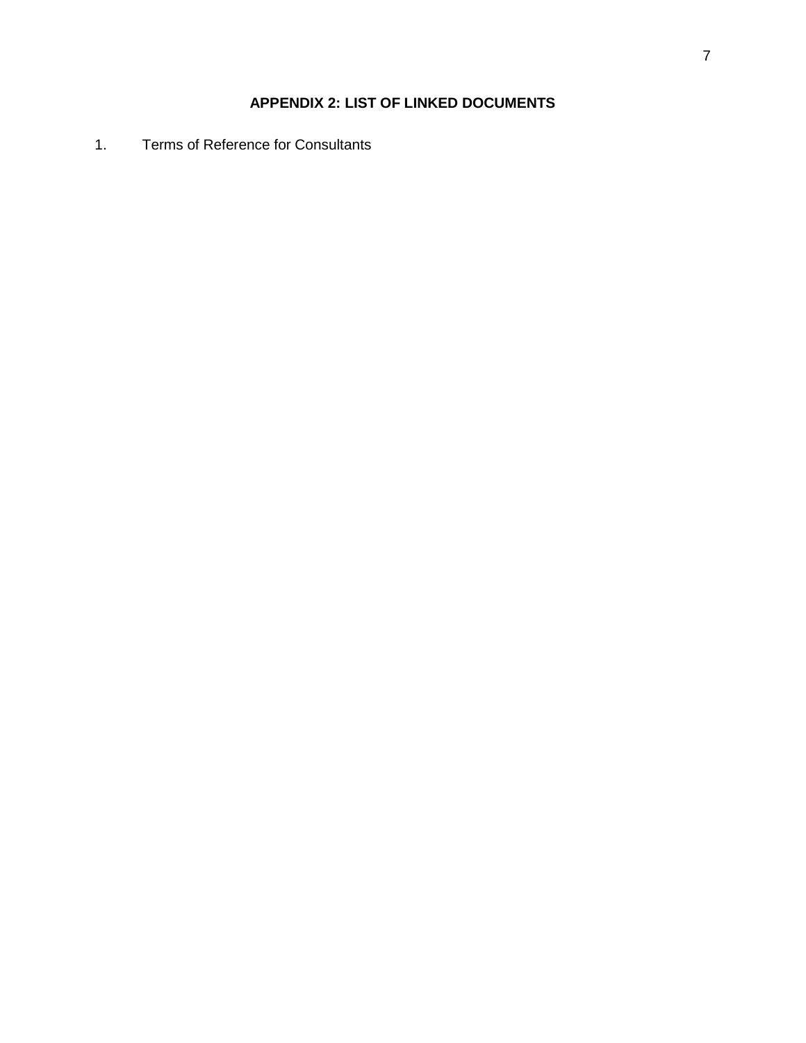## APPENDIX 2: LIST OF LINKED DOCUMENTS

1. Terms of Reference for Consultants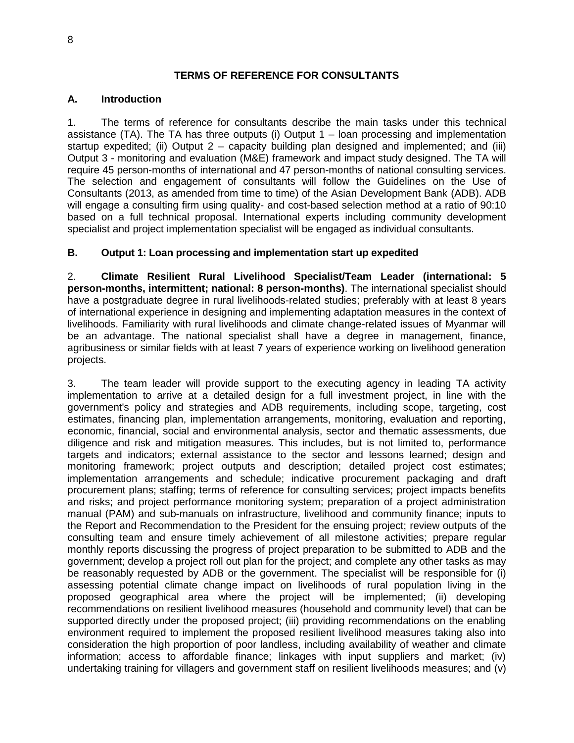## TERMS OF REFERENCE FOR CONSULTANTS

### A. Introduction

1. The terms of reference for consultants describe the main tasks under this technical assistance (TA). The TA has three outputs (i) Output 1 – loan processing and implementation startup expedited; (ii) Output 2 – capacity building plan designed and implemented; and (iii) Output 3 - monitoring and evaluation (M&E) framework and impact study designed. The TA will require 45 person-months of international and 47 person-months of national consulting services. The selection and engagement of consultants will follow the Guidelines on the Use of Consultants (2013, as amended from time to time) of the Asian Development Bank (ADB). ADB will engage a consulting firm using quality- and cost-based selection method at a ratio of 90:10 based on a full technical proposal. International experts including community development specialist and project implementation specialist will be engaged as individual consultants.

### B. Output 1: Loan processing and implementation start up expedited

2. **Climate Resilient Rural Livelihood Specialist/Team Leader (international: 5 person-months, intermittent; national: 8 person-months)**. The international specialist should have a postgraduate degree in rural livelihoods-related studies; preferably with at least 8 years of international experience in designing and implementing adaptation measures in the context of livelihoods. Familiarity with rural livelihoods and climate change-related issues of Myanmar will be an advantage. The national specialist shall have a degree in management, finance, agribusiness or similar fields with at least 7 years of experience working on livelihood generation projects.

3. The team leader will provide support to the executing agency in leading TA activity implementation to arrive at a detailed design for a full investment project, in line with the government's policy and strategies and ADB requirements, including scope, targeting, cost estimates, financing plan, implementation arrangements, monitoring, evaluation and reporting, economic, financial, social and environmental analysis, sector and thematic assessments, due diligence and risk and mitigation measures. This includes, but is not limited to, performance targets and indicators; external assistance to the sector and lessons learned; design and monitoring framework; project outputs and description; detailed project cost estimates; implementation arrangements and schedule; indicative procurement packaging and draft procurement plans; staffing; terms of reference for consulting services; project impacts benefits and risks; and project performance monitoring system; preparation of a project administration manual (PAM) and sub-manuals on infrastructure, livelihood and community finance; inputs to the Report and Recommendation to the President for the ensuing project; review outputs of the consulting team and ensure timely achievement of all milestone activities; prepare regular monthly reports discussing the progress of project preparation to be submitted to ADB and the government; develop a project roll out plan for the project; and complete any other tasks as may be reasonably requested by ADB or the government. The specialist will be responsible for (i) assessing potential climate change impact on livelihoods of rural population living in the proposed geographical area where the project will be implemented; (ii) developing recommendations on resilient livelihood measures (household and community level) that can be supported directly under the proposed project; (iii) providing recommendations on the enabling environment required to implement the proposed resilient livelihood measures taking also into consideration the high proportion of poor landless, including availability of weather and climate information; access to affordable finance; linkages with input suppliers and market; (iv) undertaking training for villagers and government staff on resilient livelihoods measures; and (v)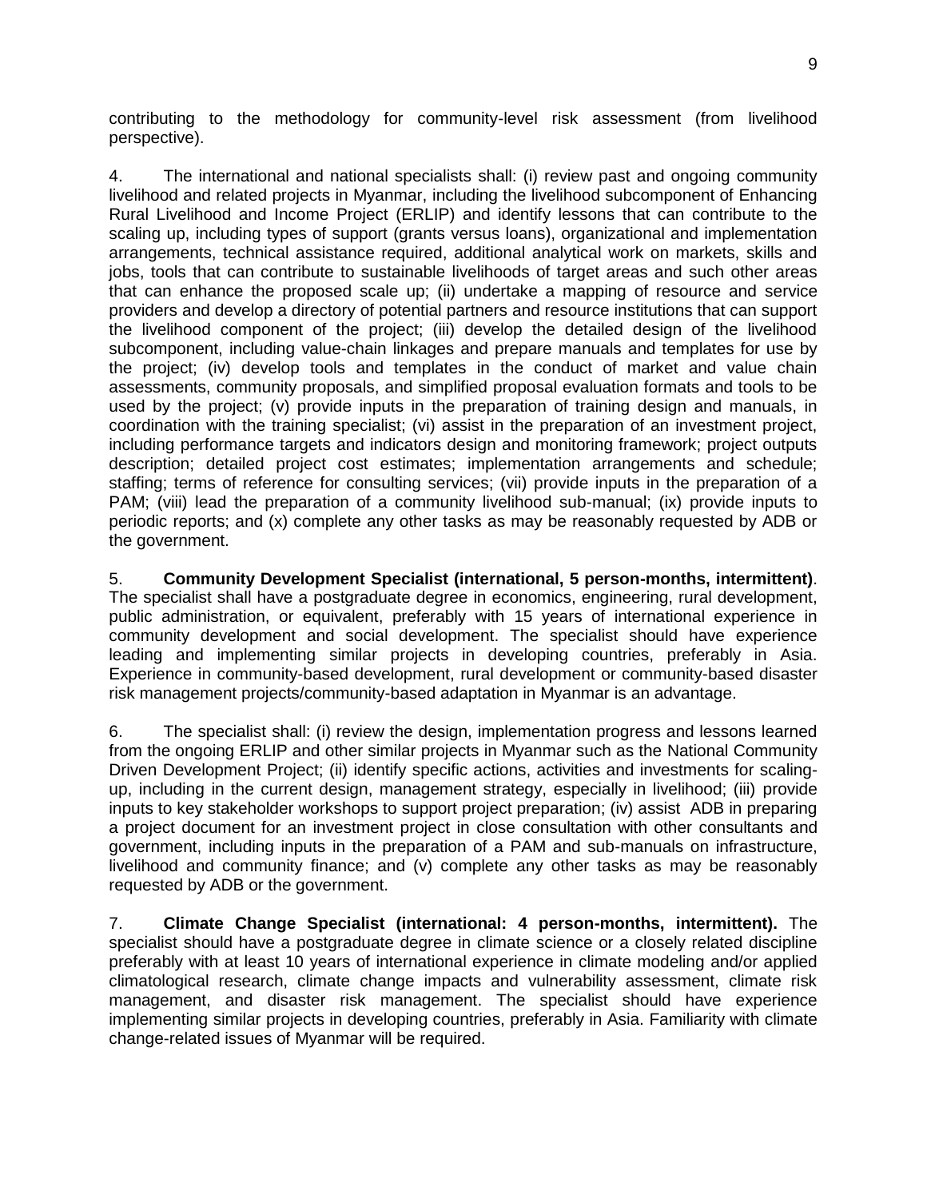contributing to the methodology for community-level risk assessment (from livelihood perspective).

4. The international and national specialists shall: (i) review past and ongoing community livelihood and related projects in Myanmar, including the livelihood subcomponent of Enhancing Rural Livelihood and Income Project (ERLIP) and identify lessons that can contribute to the scaling up, including types of support (grants versus loans), organizational and implementation arrangements, technical assistance required, additional analytical work on markets, skills and jobs, tools that can contribute to sustainable livelihoods of target areas and such other areas that can enhance the proposed scale up; (ii) undertake a mapping of resource and service providers and develop a directory of potential partners and resource institutions that can support the livelihood component of the project; (iii) develop the detailed design of the livelihood subcomponent, including value-chain linkages and prepare manuals and templates for use by the project; (iv) develop tools and templates in the conduct of market and value chain assessments, community proposals, and simplified proposal evaluation formats and tools to be used by the project; (v) provide inputs in the preparation of training design and manuals, in coordination with the training specialist; (vi) assist in the preparation of an investment project, including performance targets and indicators design and monitoring framework; project outputs description; detailed project cost estimates; implementation arrangements and schedule; staffing; terms of reference for consulting services; (vii) provide inputs in the preparation of a PAM; (viii) lead the preparation of a community livelihood sub-manual; (ix) provide inputs to periodic reports; and (x) complete any other tasks as may be reasonably requested by ADB or the government.

5. **Community Development Specialist (international, 5 person-months, intermittent)**. The specialist shall have a postgraduate degree in economics, engineering, rural development, public administration, or equivalent, preferably with 15 years of international experience in community development and social development. The specialist should have experience leading and implementing similar projects in developing countries, preferably in Asia. Experience in community-based development, rural development or community-based disaster risk management projects/community-based adaptation in Myanmar is an advantage.

6. The specialist shall: (i) review the design, implementation progress and lessons learned from the ongoing ERLIP and other similar projects in Myanmar such as the National Community Driven Development Project; (ii) identify specific actions, activities and investments for scaling-up, including in the current design, management strategy, especially in livelihood; (iii) provide inputs to key stakeholder workshops to support project preparation; (iv) assist ADB in preparing a project document for an investment project in close consultation with other consultants and government, including inputs in the preparation of a PAM and sub-manuals on infrastructure, livelihood and community finance; and (v) complete any other tasks as may be reasonably requested by ADB or the government.

7. **Climate Change Specialist (international: 4 person-months, intermittent).** The specialist should have a postgraduate degree in climate science or a closely related discipline preferably with at least 10 years of international experience in climate modeling and/or applied climatological research, climate change impacts and vulnerability assessment, climate risk management, and disaster risk management. The specialist should have experience implementing similar projects in developing countries, preferably in Asia. Familiarity with climate change-related issues of Myanmar will be required.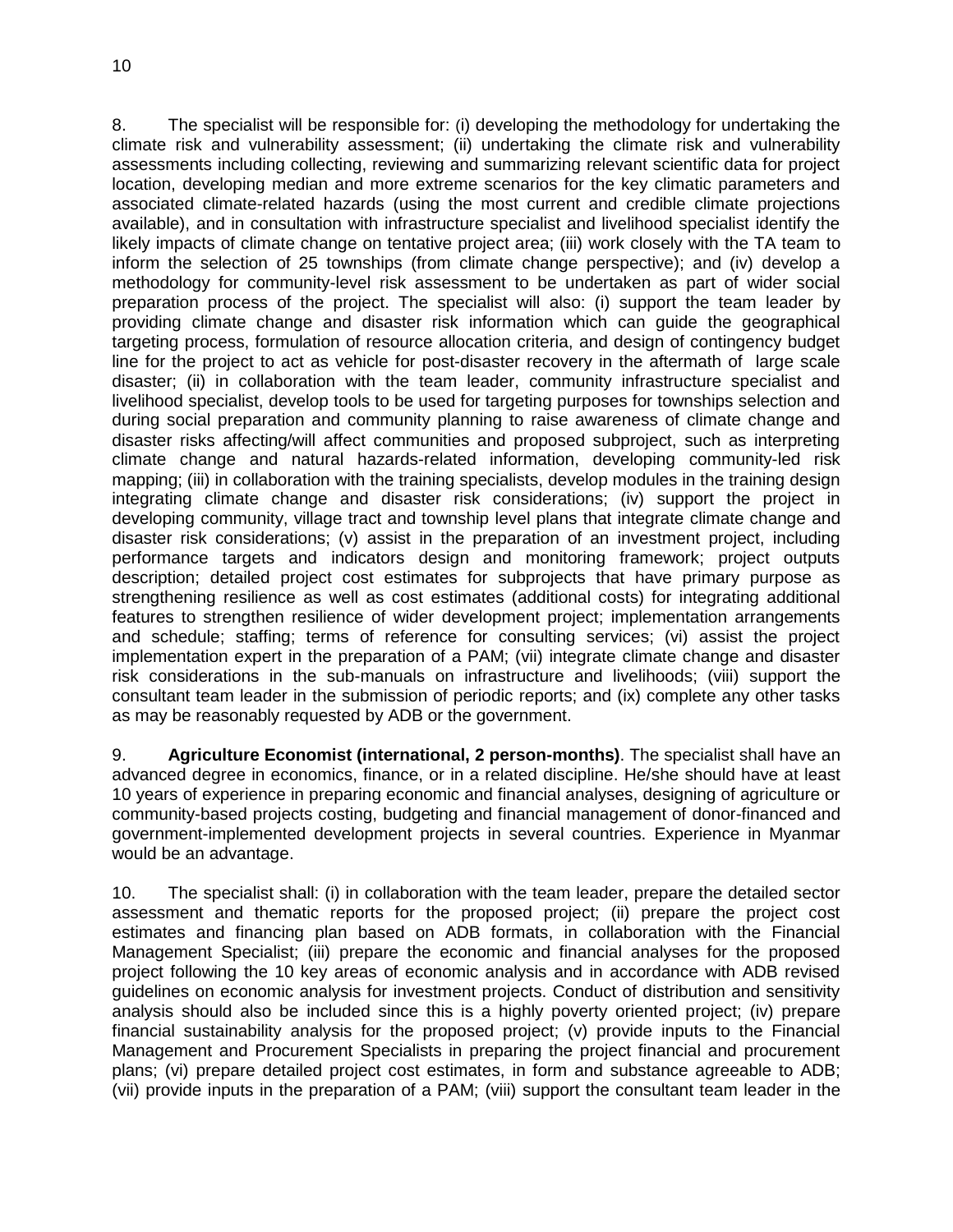8. The specialist will be responsible for: (i) developing the methodology for undertaking the climate risk and vulnerability assessment; (ii) undertaking the climate risk and vulnerability assessments including collecting, reviewing and summarizing relevant scientific data for project location, developing median and more extreme scenarios for the key climatic parameters and associated climate-related hazards (using the most current and credible climate projections available), and in consultation with infrastructure specialist and livelihood specialist identify the likely impacts of climate change on tentative project area; (iii) work closely with the TA team to inform the selection of 25 townships (from climate change perspective); and (iv) develop a methodology for community-level risk assessment to be undertaken as part of wider social preparation process of the project. The specialist will also: (i) support the team leader by providing climate change and disaster risk information which can guide the geographical targeting process, formulation of resource allocation criteria, and design of contingency budget line for the project to act as vehicle for post-disaster recovery in the aftermath of large scale disaster; (ii) in collaboration with the team leader, community infrastructure specialist and livelihood specialist, develop tools to be used for targeting purposes for townships selection and during social preparation and community planning to raise awareness of climate change and disaster risks affecting/will affect communities and proposed subproject, such as interpreting climate change and natural hazards-related information, developing community-led risk mapping; (iii) in collaboration with the training specialists, develop modules in the training design integrating climate change and disaster risk considerations; (iv) support the project in developing community, village tract and township level plans that integrate climate change and disaster risk considerations; (v) assist in the preparation of an investment project, including performance targets and indicators design and monitoring framework; project outputs description; detailed project cost estimates for subprojects that have primary purpose as strengthening resilience as well as cost estimates (additional costs) for integrating additional features to strengthen resilience of wider development project; implementation arrangements and schedule; staffing; terms of reference for consulting services; (vi) assist the project implementation expert in the preparation of a PAM; (vii) integrate climate change and disaster risk considerations in the sub-manuals on infrastructure and livelihoods; (viii) support the consultant team leader in the submission of periodic reports; and (ix) complete any other tasks as may be reasonably requested by ADB or the government.

9. **Agriculture Economist (international, 2 person-months)**. The specialist shall have an advanced degree in economics, finance, or in a related discipline. He/she should have at least 10 years of experience in preparing economic and financial analyses, designing of agriculture or community-based projects costing, budgeting and financial management of donor-financed and government-implemented development projects in several countries. Experience in Myanmar would be an advantage.

10. The specialist shall: (i) in collaboration with the team leader, prepare the detailed sector assessment and thematic reports for the proposed project; (ii) prepare the project cost estimates and financing plan based on ADB formats, in collaboration with the Financial Management Specialist; (iii) prepare the economic and financial analyses for the proposed project following the 10 key areas of economic analysis and in accordance with ADB revised guidelines on economic analysis for investment projects. Conduct of distribution and sensitivity analysis should also be included since this is a highly poverty oriented project; (iv) prepare financial sustainability analysis for the proposed project; (v) provide inputs to the Financial Management and Procurement Specialists in preparing the project financial and procurement plans; (vi) prepare detailed project cost estimates, in form and substance agreeable to ADB; (vii) provide inputs in the preparation of a PAM; (viii) support the consultant team leader in the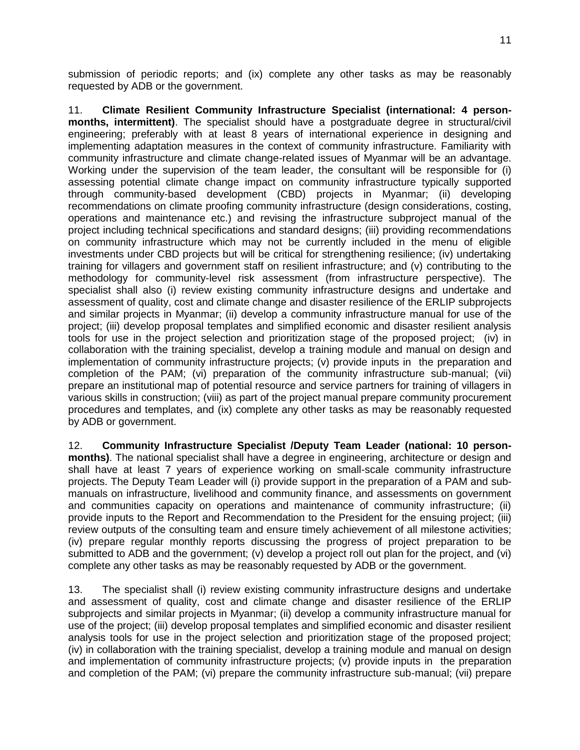submission of periodic reports; and (ix) complete any other tasks as may be reasonably requested by ADB or the government.

11. **Climate Resilient Community Infrastructure Specialist (international: 4 person-months, intermittent)**. The specialist should have a postgraduate degree in structural/civil engineering; preferably with at least 8 years of international experience in designing and implementing adaptation measures in the context of community infrastructure. Familiarity with community infrastructure and climate change-related issues of Myanmar will be an advantage. Working under the supervision of the team leader, the consultant will be responsible for (i) assessing potential climate change impact on community infrastructure typically supported through community-based development (CBD) projects in Myanmar; (ii) developing recommendations on climate proofing community infrastructure (design considerations, costing, operations and maintenance etc.) and revising the infrastructure subproject manual of the project including technical specifications and standard designs; (iii) providing recommendations on community infrastructure which may not be currently included in the menu of eligible investments under CBD projects but will be critical for strengthening resilience; (iv) undertaking training for villagers and government staff on resilient infrastructure; and (v) contributing to the methodology for community-level risk assessment (from infrastructure perspective). The specialist shall also (i) review existing community infrastructure designs and undertake and assessment of quality, cost and climate change and disaster resilience of the ERLIP subprojects and similar projects in Myanmar; (ii) develop a community infrastructure manual for use of the project; (iii) develop proposal templates and simplified economic and disaster resilient analysis tools for use in the project selection and prioritization stage of the proposed project; (iv) in collaboration with the training specialist, develop a training module and manual on design and implementation of community infrastructure projects; (v) provide inputs in the preparation and completion of the PAM; (vi) preparation of the community infrastructure sub-manual; (vii) prepare an institutional map of potential resource and service partners for training of villagers in various skills in construction; (viii) as part of the project manual prepare community procurement procedures and templates, and (ix) complete any other tasks as may be reasonably requested by ADB or government.

12. **Community Infrastructure Specialist /Deputy Team Leader (national: 10 person-months)**. The national specialist shall have a degree in engineering, architecture or design and shall have at least 7 years of experience working on small-scale community infrastructure projects. The Deputy Team Leader will (i) provide support in the preparation of a PAM and sub-manuals on infrastructure, livelihood and community finance, and assessments on government and communities capacity on operations and maintenance of community infrastructure; (ii) provide inputs to the Report and Recommendation to the President for the ensuing project; (iii) review outputs of the consulting team and ensure timely achievement of all milestone activities; (iv) prepare regular monthly reports discussing the progress of project preparation to be submitted to ADB and the government; (v) develop a project roll out plan for the project, and (vi) complete any other tasks as may be reasonably requested by ADB or the government.

13. The specialist shall (i) review existing community infrastructure designs and undertake and assessment of quality, cost and climate change and disaster resilience of the ERLIP subprojects and similar projects in Myanmar; (ii) develop a community infrastructure manual for use of the project; (iii) develop proposal templates and simplified economic and disaster resilient analysis tools for use in the project selection and prioritization stage of the proposed project; (iv) in collaboration with the training specialist, develop a training module and manual on design and implementation of community infrastructure projects; (v) provide inputs in the preparation and completion of the PAM; (vi) prepare the community infrastructure sub-manual; (vii) prepare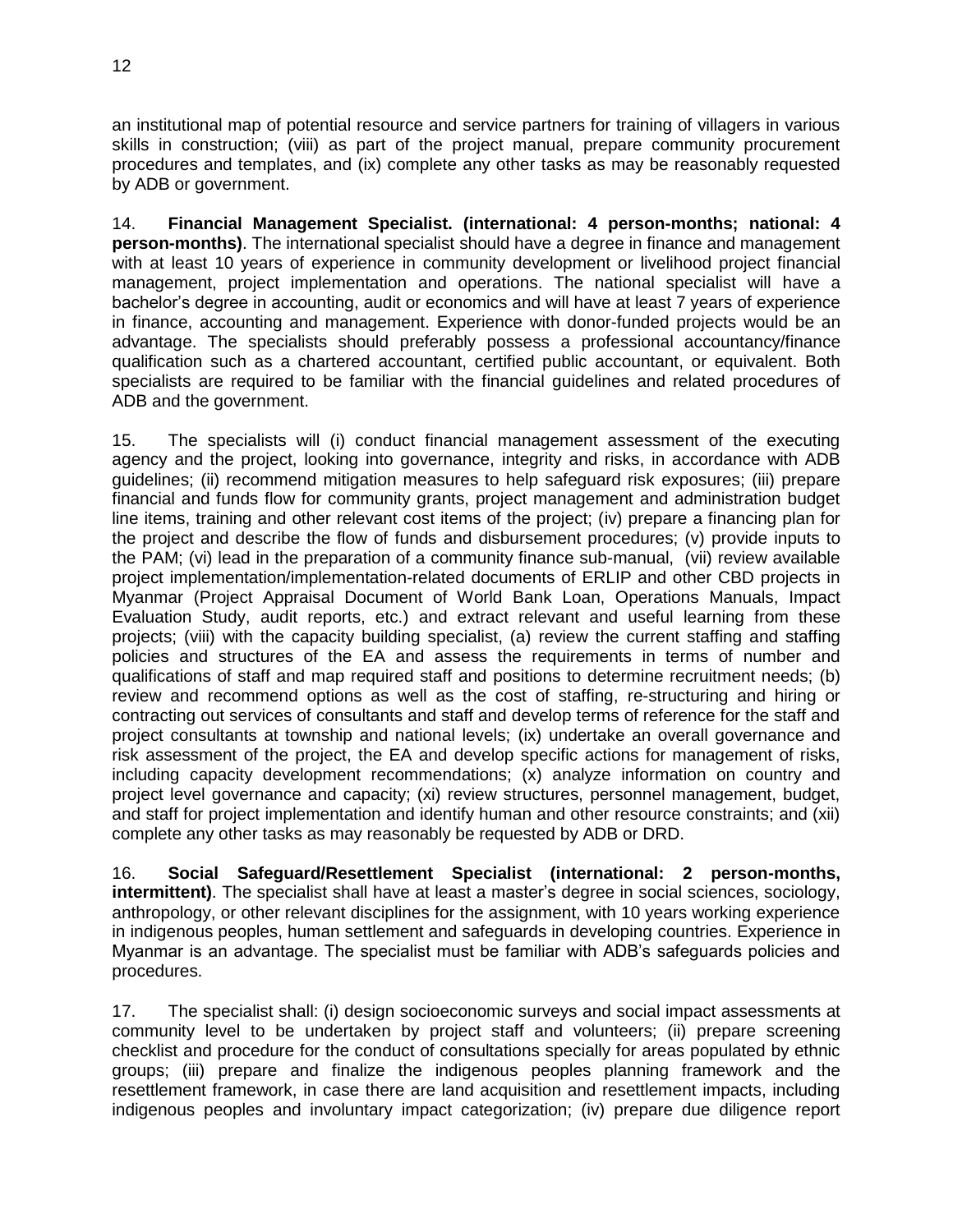an institutional map of potential resource and service partners for training of villagers in various skills in construction; (viii) as part of the project manual, prepare community procurement procedures and templates, and (ix) complete any other tasks as may be reasonably requested by ADB or government.

14. **Financial Management Specialist. (international: 4 person-months; national: 4 person-months)**. The international specialist should have a degree in finance and management with at least 10 years of experience in community development or livelihood project financial management, project implementation and operations. The national specialist will have a bachelor's degree in accounting, audit or economics and will have at least 7 years of experience in finance, accounting and management. Experience with donor-funded projects would be an advantage. The specialists should preferably possess a professional accountancy/finance qualification such as a chartered accountant, certified public accountant, or equivalent. Both specialists are required to be familiar with the financial guidelines and related procedures of ADB and the government.

15. The specialists will (i) conduct financial management assessment of the executing agency and the project, looking into governance, integrity and risks, in accordance with ADB guidelines; (ii) recommend mitigation measures to help safeguard risk exposures; (iii) prepare financial and funds flow for community grants, project management and administration budget line items, training and other relevant cost items of the project; (iv) prepare a financing plan for the project and describe the flow of funds and disbursement procedures; (v) provide inputs to the PAM; (vi) lead in the preparation of a community finance sub-manual, (vii) review available project implementation/implementation-related documents of ERLIP and other CBD projects in Myanmar (Project Appraisal Document of World Bank Loan, Operations Manuals, Impact Evaluation Study, audit reports, etc.) and extract relevant and useful learning from these projects; (viii) with the capacity building specialist, (a) review the current staffing and staffing policies and structures of the EA and assess the requirements in terms of number and qualifications of staff and map required staff and positions to determine recruitment needs; (b) review and recommend options as well as the cost of staffing, re-structuring and hiring or contracting out services of consultants and staff and develop terms of reference for the staff and project consultants at township and national levels; (ix) undertake an overall governance and risk assessment of the project, the EA and develop specific actions for management of risks, including capacity development recommendations; (x) analyze information on country and project level governance and capacity; (xi) review structures, personnel management, budget, and staff for project implementation and identify human and other resource constraints; and (xii) complete any other tasks as may reasonably be requested by ADB or DRD.

16. **Social Safeguard/Resettlement Specialist (international: 2 person-months, intermittent)**. The specialist shall have at least a master's degree in social sciences, sociology, anthropology, or other relevant disciplines for the assignment, with 10 years working experience in indigenous peoples, human settlement and safeguards in developing countries. Experience in Myanmar is an advantage. The specialist must be familiar with ADB's safeguards policies and procedures.

17. The specialist shall: (i) design socioeconomic surveys and social impact assessments at community level to be undertaken by project staff and volunteers; (ii) prepare screening checklist and procedure for the conduct of consultations specially for areas populated by ethnic groups; (iii) prepare and finalize the indigenous peoples planning framework and the resettlement framework, in case there are land acquisition and resettlement impacts, including indigenous peoples and involuntary impact categorization; (iv) prepare due diligence report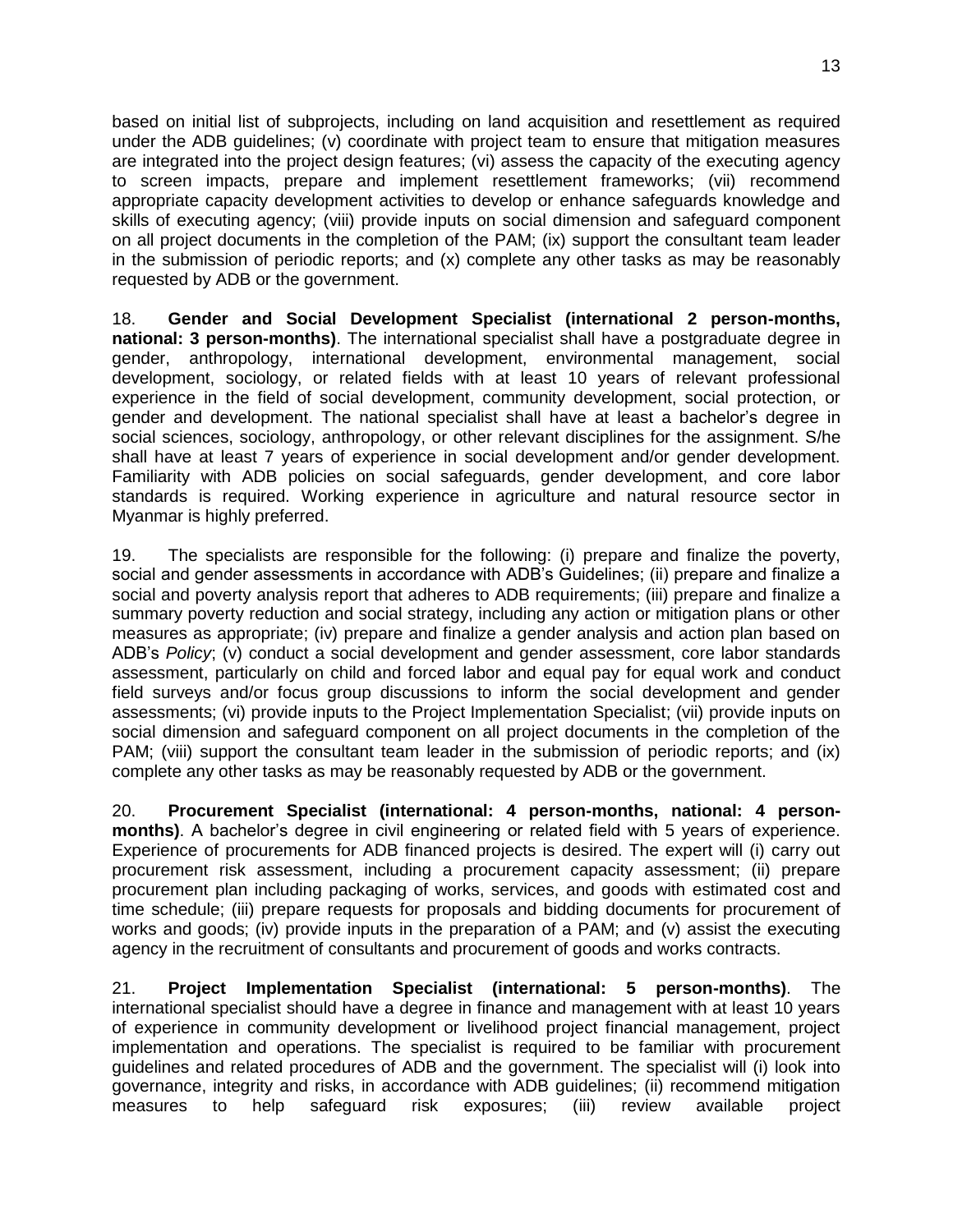based on initial list of subprojects, including on land acquisition and resettlement as required under the ADB guidelines; (v) coordinate with project team to ensure that mitigation measures are integrated into the project design features; (vi) assess the capacity of the executing agency to screen impacts, prepare and implement resettlement frameworks; (vii) recommend appropriate capacity development activities to develop or enhance safeguards knowledge and skills of executing agency; (viii) provide inputs on social dimension and safeguard component on all project documents in the completion of the PAM; (ix) support the consultant team leader in the submission of periodic reports; and (x) complete any other tasks as may be reasonably requested by ADB or the government.

18. **Gender and Social Development Specialist (international 2 person-months, national: 3 person-months)**. The international specialist shall have a postgraduate degree in gender, anthropology, international development, environmental management, social development, sociology, or related fields with at least 10 years of relevant professional experience in the field of social development, community development, social protection, or gender and development. The national specialist shall have at least a bachelor's degree in social sciences, sociology, anthropology, or other relevant disciplines for the assignment. S/he shall have at least 7 years of experience in social development and/or gender development. Familiarity with ADB policies on social safeguards, gender development, and core labor standards is required. Working experience in agriculture and natural resource sector in Myanmar is highly preferred.

19. The specialists are responsible for the following: (i) prepare and finalize the poverty, social and gender assessments in accordance with ADB's Guidelines; (ii) prepare and finalize a social and poverty analysis report that adheres to ADB requirements; (iii) prepare and finalize a summary poverty reduction and social strategy, including any action or mitigation plans or other measures as appropriate; (iv) prepare and finalize a gender analysis and action plan based on ADB's *Policy*; (v) conduct a social development and gender assessment, core labor standards assessment, particularly on child and forced labor and equal pay for equal work and conduct field surveys and/or focus group discussions to inform the social development and gender assessments; (vi) provide inputs to the Project Implementation Specialist; (vii) provide inputs on social dimension and safeguard component on all project documents in the completion of the PAM; (viii) support the consultant team leader in the submission of periodic reports; and (ix) complete any other tasks as may be reasonably requested by ADB or the government.

20. **Procurement Specialist (international: 4 person-months, national: 4 person-months)**. A bachelor's degree in civil engineering or related field with 5 years of experience. Experience of procurements for ADB financed projects is desired. The expert will (i) carry out procurement risk assessment, including a procurement capacity assessment; (ii) prepare procurement plan including packaging of works, services, and goods with estimated cost and time schedule; (iii) prepare requests for proposals and bidding documents for procurement of works and goods; (iv) provide inputs in the preparation of a PAM; and (v) assist the executing agency in the recruitment of consultants and procurement of goods and works contracts.

21. **Project Implementation Specialist (international: 5 person-months)**. The international specialist should have a degree in finance and management with at least 10 years of experience in community development or livelihood project financial management, project implementation and operations. The specialist is required to be familiar with procurement guidelines and related procedures of ADB and the government. The specialist will (i) look into governance, integrity and risks, in accordance with ADB guidelines; (ii) recommend mitigation measures to help safeguard risk exposures; (iii) review available project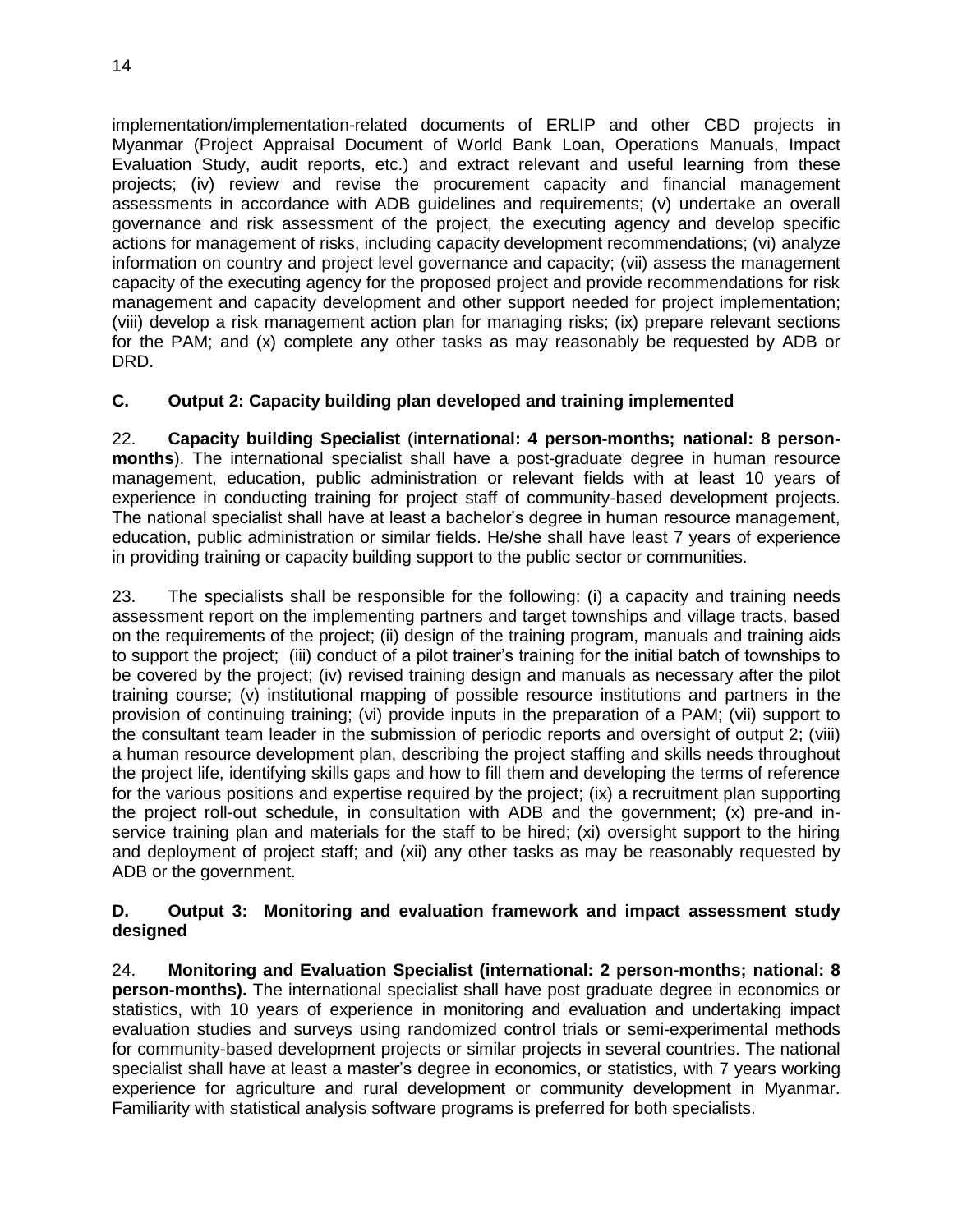implementation/implementation-related documents of ERLIP and other CBD projects in Myanmar (Project Appraisal Document of World Bank Loan, Operations Manuals, Impact Evaluation Study, audit reports, etc.) and extract relevant and useful learning from these projects; (iv) review and revise the procurement capacity and financial management assessments in accordance with ADB guidelines and requirements; (v) undertake an overall governance and risk assessment of the project, the executing agency and develop specific actions for management of risks, including capacity development recommendations; (vi) analyze information on country and project level governance and capacity; (vii) assess the management capacity of the executing agency for the proposed project and provide recommendations for risk management and capacity development and other support needed for project implementation; (viii) develop a risk management action plan for managing risks; (ix) prepare relevant sections for the PAM; and (x) complete any other tasks as may reasonably be requested by ADB or DRD.

### C. Output 2: Capacity building plan developed and training implemented

22. **Capacity building Specialist** (**international: 4 person-months; national: 8 person-months**). The international specialist shall have a post-graduate degree in human resource management, education, public administration or relevant fields with at least 10 years of experience in conducting training for project staff of community-based development projects. The national specialist shall have at least a bachelor's degree in human resource management, education, public administration or similar fields. He/she shall have least 7 years of experience in providing training or capacity building support to the public sector or communities.

23. The specialists shall be responsible for the following: (i) a capacity and training needs assessment report on the implementing partners and target townships and village tracts, based on the requirements of the project; (ii) design of the training program, manuals and training aids to support the project; (iii) conduct of a pilot trainer's training for the initial batch of townships to be covered by the project; (iv) revised training design and manuals as necessary after the pilot training course; (v) institutional mapping of possible resource institutions and partners in the provision of continuing training; (vi) provide inputs in the preparation of a PAM; (vii) support to the consultant team leader in the submission of periodic reports and oversight of output 2; (viii) a human resource development plan, describing the project staffing and skills needs throughout the project life, identifying skills gaps and how to fill them and developing the terms of reference for the various positions and expertise required by the project; (ix) a recruitment plan supporting the project roll-out schedule, in consultation with ADB and the government; (x) pre-and in-service training plan and materials for the staff to be hired; (xi) oversight support to the hiring and deployment of project staff; and (xii) any other tasks as may be reasonably requested by ADB or the government.

### D. Output 3: Monitoring and evaluation framework and impact assessment study designed

24. **Monitoring and Evaluation Specialist (international: 2 person-months; national: 8 person-months).** The international specialist shall have post graduate degree in economics or statistics, with 10 years of experience in monitoring and evaluation and undertaking impact evaluation studies and surveys using randomized control trials or semi-experimental methods for community-based development projects or similar projects in several countries. The national specialist shall have at least a master's degree in economics, or statistics, with 7 years working experience for agriculture and rural development or community development in Myanmar. Familiarity with statistical analysis software programs is preferred for both specialists.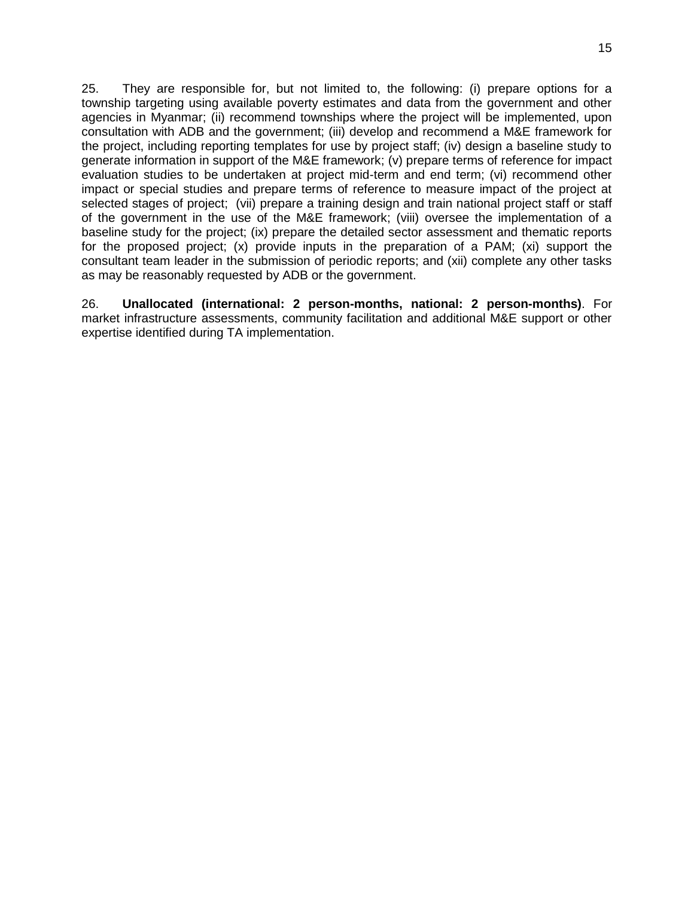25. They are responsible for, but not limited to, the following: (i) prepare options for a township targeting using available poverty estimates and data from the government and other agencies in Myanmar; (ii) recommend townships where the project will be implemented, upon consultation with ADB and the government; (iii) develop and recommend a M&E framework for the project, including reporting templates for use by project staff; (iv) design a baseline study to generate information in support of the M&E framework; (v) prepare terms of reference for impact evaluation studies to be undertaken at project mid-term and end term; (vi) recommend other impact or special studies and prepare terms of reference to measure impact of the project at selected stages of project; (vii) prepare a training design and train national project staff or staff of the government in the use of the M&E framework; (viii) oversee the implementation of a baseline study for the project; (ix) prepare the detailed sector assessment and thematic reports for the proposed project; (x) provide inputs in the preparation of a PAM; (xi) support the consultant team leader in the submission of periodic reports; and (xii) complete any other tasks as may be reasonably requested by ADB or the government.

26. **Unallocated (international: 2 person-months, national: 2 person-months)**. For market infrastructure assessments, community facilitation and additional M&E support or other expertise identified during TA implementation.